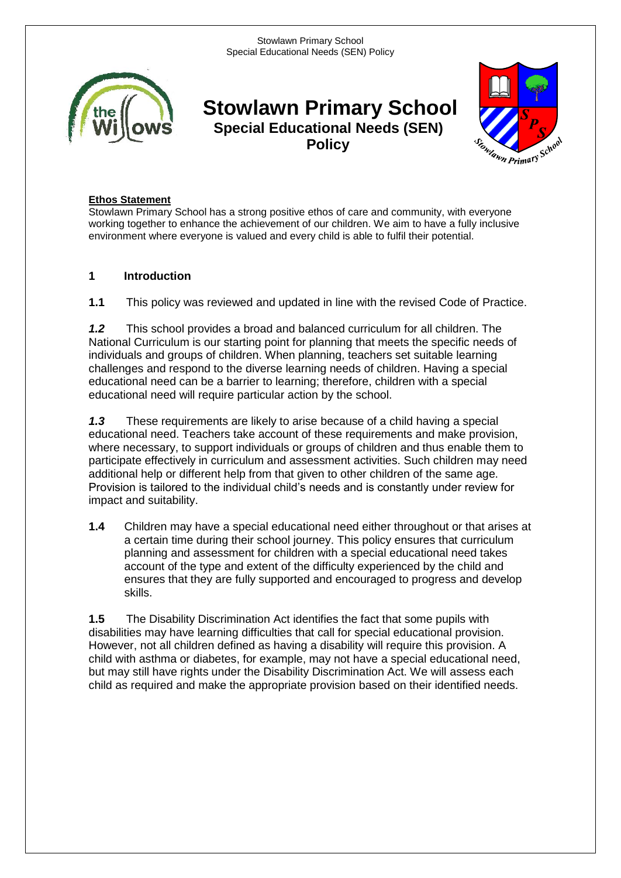# Stowlawn Primary School

## Special Educational Needs (SEN) Policy

**Ethos Statement**

Stowlawn Primary School has a strong positive ethos of care and community, with everyone working together to enhance the achievement of our children. We aim to have a fully inclusive environment where everyone is valued and every child is able to fulfil their potential.

### 1 Introduction

**1.1** This policy was reviewed and updated in line with the revised Code of Practice.

***1.2*** This school provides a broad and balanced curriculum for all children. The National Curriculum is our starting point for planning that meets the specific needs of individuals and groups of children. When planning, teachers set suitable learning challenges and respond to the diverse learning needs of children. Having a special educational need can be a barrier to learning; therefore, children with a special educational need will require particular action by the school.

***1.3*** These requirements are likely to arise because of a child having a special educational need. Teachers take account of these requirements and make provision, where necessary, to support individuals or groups of children and thus enable them to participate effectively in curriculum and assessment activities. Such children may need additional help or different help from that given to other children of the same age. Provision is tailored to the individual child's needs and is constantly under review for impact and suitability.

**1.4** Children may have a special educational need either throughout or that arises at a certain time during their school journey. This policy ensures that curriculum planning and assessment for children with a special educational need takes account of the type and extent of the difficulty experienced by the child and ensures that they are fully supported and encouraged to progress and develop skills.

**1.5** The Disability Discrimination Act identifies the fact that some pupils with disabilities may have learning difficulties that call for special educational provision. However, not all children defined as having a disability will require this provision. A child with asthma or diabetes, for example, may not have a special educational need, but may still have rights under the Disability Discrimination Act. We will assess each child as required and make the appropriate provision based on their identified needs.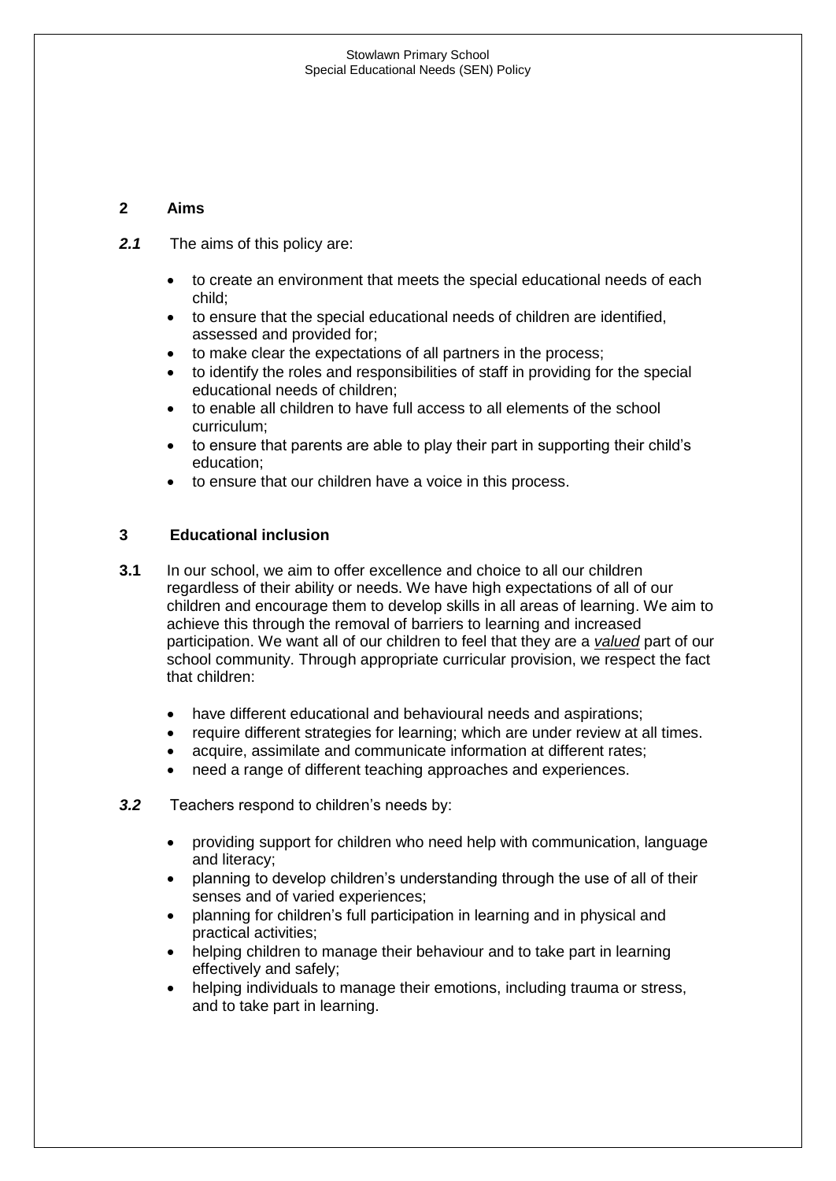## 2 Aims

***2.1*** The aims of this policy are:

- to create an environment that meets the special educational needs of each child;
- to ensure that the special educational needs of children are identified, assessed and provided for;
- to make clear the expectations of all partners in the process;
- to identify the roles and responsibilities of staff in providing for the special educational needs of children;
- to enable all children to have full access to all elements of the school curriculum;
- to ensure that parents are able to play their part in supporting their child's education;
- to ensure that our children have a voice in this process.

## 3 Educational inclusion

**3.1** In our school, we aim to offer excellence and choice to all our children regardless of their ability or needs. We have high expectations of all of our children and encourage them to develop skills in all areas of learning. We aim to achieve this through the removal of barriers to learning and increased participation. We want all of our children to feel that they are a ***valued*** part of our school community. Through appropriate curricular provision, we respect the fact that children:

- have different educational and behavioural needs and aspirations;
- require different strategies for learning; which are under review at all times.
- acquire, assimilate and communicate information at different rates;
- need a range of different teaching approaches and experiences.

***3.2*** Teachers respond to children's needs by:

- providing support for children who need help with communication, language and literacy;
- planning to develop children's understanding through the use of all of their senses and of varied experiences;
- planning for children's full participation in learning and in physical and practical activities;
- helping children to manage their behaviour and to take part in learning effectively and safely;
- helping individuals to manage their emotions, including trauma or stress, and to take part in learning.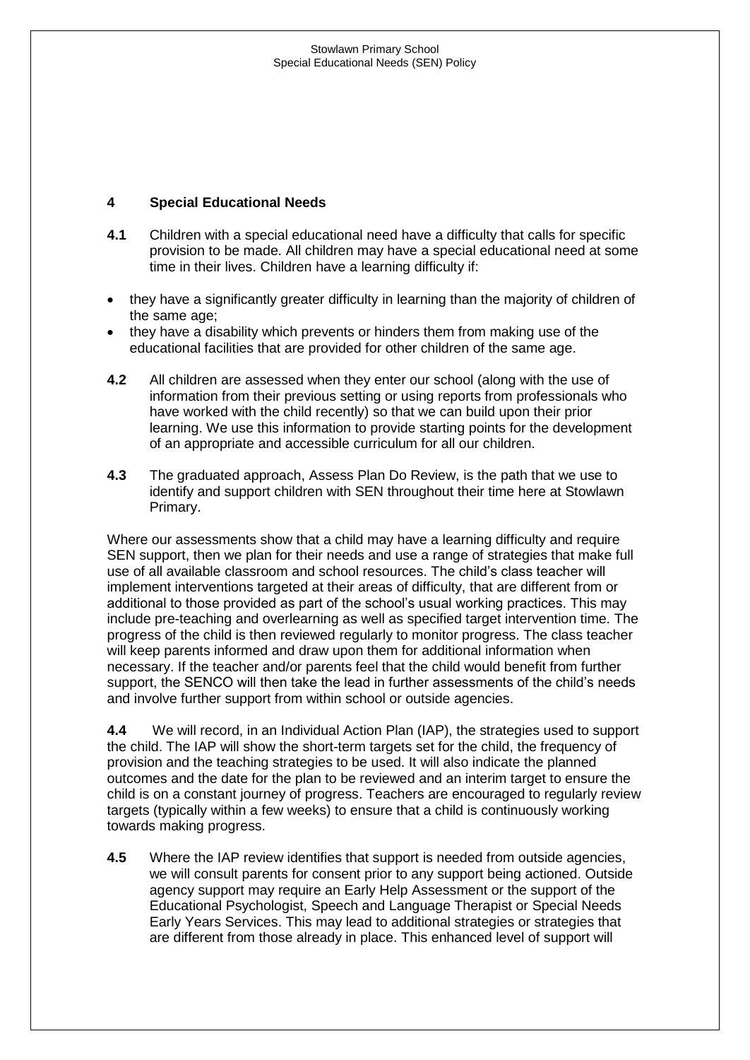## 4 Special Educational Needs

**4.1** Children with a special educational need have a difficulty that calls for specific provision to be made. All children may have a special educational need at some time in their lives. Children have a learning difficulty if:

- they have a significantly greater difficulty in learning than the majority of children of the same age;
- they have a disability which prevents or hinders them from making use of the educational facilities that are provided for other children of the same age.

**4.2** All children are assessed when they enter our school (along with the use of information from their previous setting or using reports from professionals who have worked with the child recently) so that we can build upon their prior learning. We use this information to provide starting points for the development of an appropriate and accessible curriculum for all our children.

**4.3** The graduated approach, Assess Plan Do Review, is the path that we use to identify and support children with SEN throughout their time here at Stowlawn Primary.

Where our assessments show that a child may have a learning difficulty and require SEN support, then we plan for their needs and use a range of strategies that make full use of all available classroom and school resources. The child's class teacher will implement interventions targeted at their areas of difficulty, that are different from or additional to those provided as part of the school's usual working practices. This may include pre-teaching and overlearning as well as specified target intervention time. The progress of the child is then reviewed regularly to monitor progress. The class teacher will keep parents informed and draw upon them for additional information when necessary. If the teacher and/or parents feel that the child would benefit from further support, the SENCO will then take the lead in further assessments of the child's needs and involve further support from within school or outside agencies.

**4.4** We will record, in an Individual Action Plan (IAP), the strategies used to support the child. The IAP will show the short-term targets set for the child, the frequency of provision and the teaching strategies to be used. It will also indicate the planned outcomes and the date for the plan to be reviewed and an interim target to ensure the child is on a constant journey of progress. Teachers are encouraged to regularly review targets (typically within a few weeks) to ensure that a child is continuously working towards making progress.

**4.5** Where the IAP review identifies that support is needed from outside agencies, we will consult parents for consent prior to any support being actioned. Outside agency support may require an Early Help Assessment or the support of the Educational Psychologist, Speech and Language Therapist or Special Needs Early Years Services. This may lead to additional strategies or strategies that are different from those already in place. This enhanced level of support will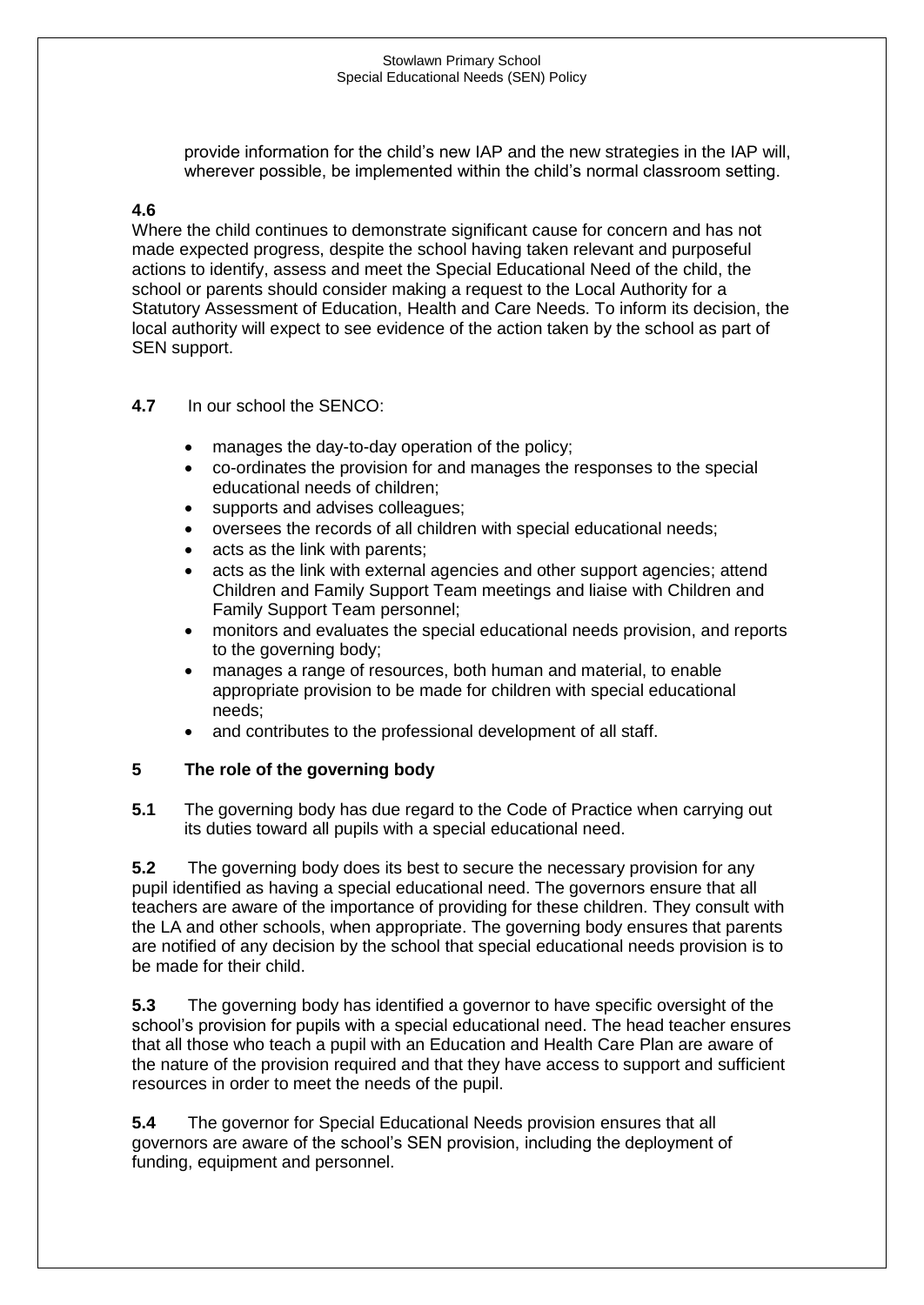provide information for the child's new IAP and the new strategies in the IAP will, wherever possible, be implemented within the child's normal classroom setting.

**4.6**

Where the child continues to demonstrate significant cause for concern and has not made expected progress, despite the school having taken relevant and purposeful actions to identify, assess and meet the Special Educational Need of the child, the school or parents should consider making a request to the Local Authority for a Statutory Assessment of Education, Health and Care Needs. To inform its decision, the local authority will expect to see evidence of the action taken by the school as part of SEN support.

**4.7** In our school the SENCO:

- manages the day-to-day operation of the policy;
- co-ordinates the provision for and manages the responses to the special educational needs of children;
- supports and advises colleagues;
- oversees the records of all children with special educational needs;
- acts as the link with parents;
- acts as the link with external agencies and other support agencies; attend Children and Family Support Team meetings and liaise with Children and Family Support Team personnel;
- monitors and evaluates the special educational needs provision, and reports to the governing body;
- manages a range of resources, both human and material, to enable appropriate provision to be made for children with special educational needs;
- and contributes to the professional development of all staff.

## 5 The role of the governing body

**5.1** The governing body has due regard to the Code of Practice when carrying out its duties toward all pupils with a special educational need.

**5.2** The governing body does its best to secure the necessary provision for any pupil identified as having a special educational need. The governors ensure that all teachers are aware of the importance of providing for these children. They consult with the LA and other schools, when appropriate. The governing body ensures that parents are notified of any decision by the school that special educational needs provision is to be made for their child.

**5.3** The governing body has identified a governor to have specific oversight of the school's provision for pupils with a special educational need. The head teacher ensures that all those who teach a pupil with an Education and Health Care Plan are aware of the nature of the provision required and that they have access to support and sufficient resources in order to meet the needs of the pupil.

**5.4** The governor for Special Educational Needs provision ensures that all governors are aware of the school's SEN provision, including the deployment of funding, equipment and personnel.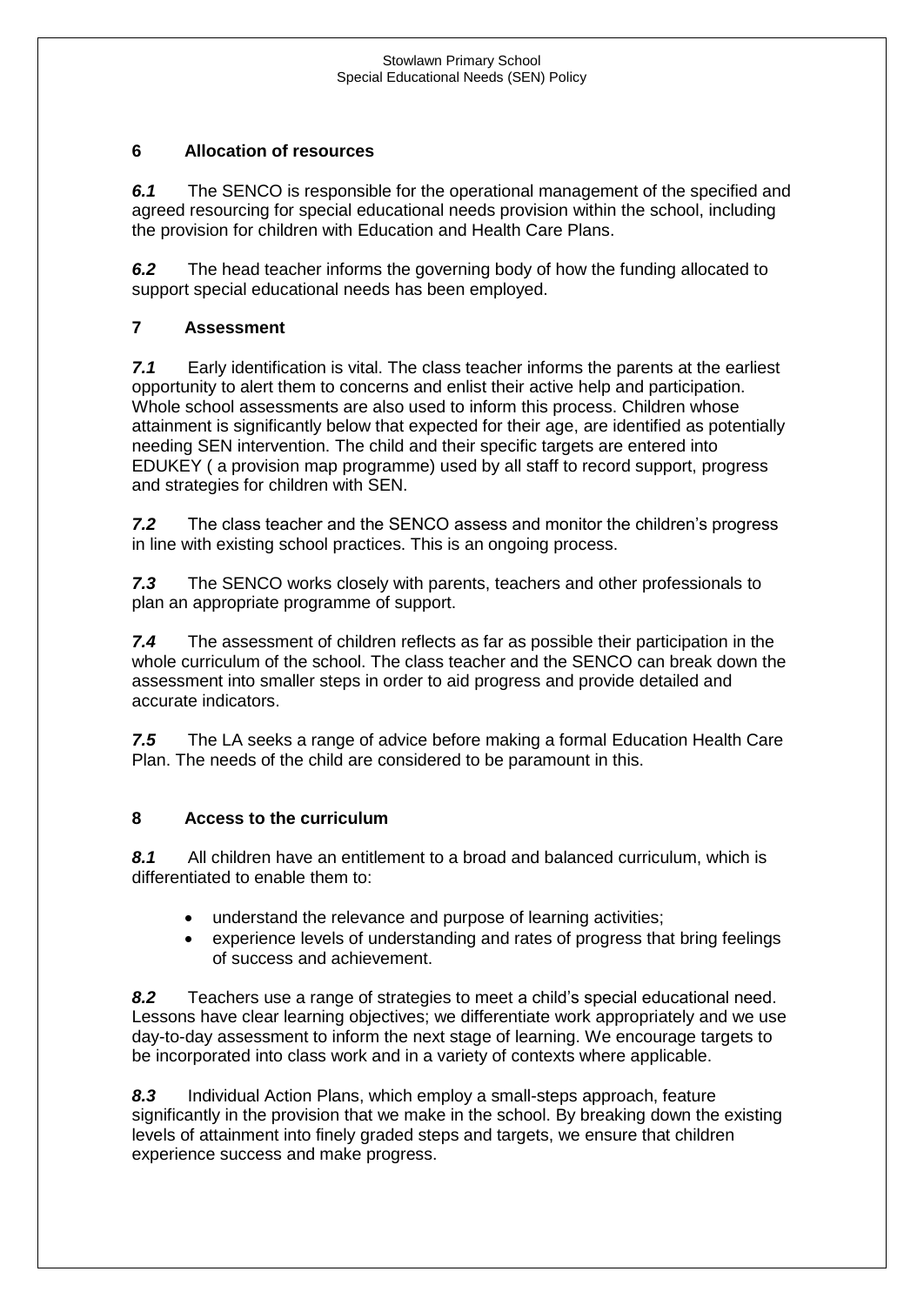## 6 Allocation of resources

***6.1*** The SENCO is responsible for the operational management of the specified and agreed resourcing for special educational needs provision within the school, including the provision for children with Education and Health Care Plans.

***6.2*** The head teacher informs the governing body of how the funding allocated to support special educational needs has been employed.

## 7 Assessment

***7.1*** Early identification is vital. The class teacher informs the parents at the earliest opportunity to alert them to concerns and enlist their active help and participation. Whole school assessments are also used to inform this process. Children whose attainment is significantly below that expected for their age, are identified as potentially needing SEN intervention. The child and their specific targets are entered into EDUKEY ( a provision map programme) used by all staff to record support, progress and strategies for children with SEN.

***7.2*** The class teacher and the SENCO assess and monitor the children's progress in line with existing school practices. This is an ongoing process.

***7.3*** The SENCO works closely with parents, teachers and other professionals to plan an appropriate programme of support.

***7.4*** The assessment of children reflects as far as possible their participation in the whole curriculum of the school. The class teacher and the SENCO can break down the assessment into smaller steps in order to aid progress and provide detailed and accurate indicators.

***7.5*** The LA seeks a range of advice before making a formal Education Health Care Plan. The needs of the child are considered to be paramount in this.

## 8 Access to the curriculum

***8.1*** All children have an entitlement to a broad and balanced curriculum, which is differentiated to enable them to:

- understand the relevance and purpose of learning activities;
- experience levels of understanding and rates of progress that bring feelings of success and achievement.

***8.2*** Teachers use a range of strategies to meet a child's special educational need. Lessons have clear learning objectives; we differentiate work appropriately and we use day-to-day assessment to inform the next stage of learning. We encourage targets to be incorporated into class work and in a variety of contexts where applicable.

***8.3*** Individual Action Plans, which employ a small-steps approach, feature significantly in the provision that we make in the school. By breaking down the existing levels of attainment into finely graded steps and targets, we ensure that children experience success and make progress.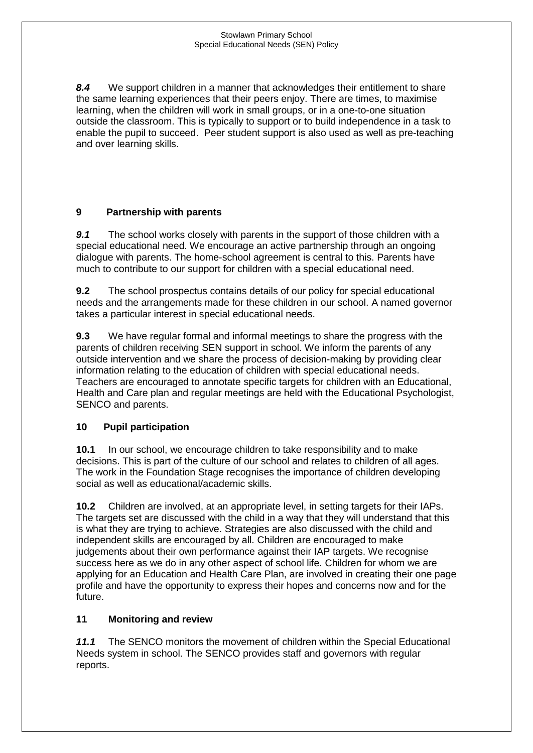***8.4*** We support children in a manner that acknowledges their entitlement to share the same learning experiences that their peers enjoy. There are times, to maximise learning, when the children will work in small groups, or in a one-to-one situation outside the classroom. This is typically to support or to build independence in a task to enable the pupil to succeed. Peer student support is also used as well as pre-teaching and over learning skills.

## 9 Partnership with parents

***9.1*** The school works closely with parents in the support of those children with a special educational need. We encourage an active partnership through an ongoing dialogue with parents. The home-school agreement is central to this. Parents have much to contribute to our support for children with a special educational need.

**9.2** The school prospectus contains details of our policy for special educational needs and the arrangements made for these children in our school. A named governor takes a particular interest in special educational needs.

**9.3** We have regular formal and informal meetings to share the progress with the parents of children receiving SEN support in school. We inform the parents of any outside intervention and we share the process of decision-making by providing clear information relating to the education of children with special educational needs. Teachers are encouraged to annotate specific targets for children with an Educational, Health and Care plan and regular meetings are held with the Educational Psychologist, SENCO and parents.

## 10 Pupil participation

**10.1** In our school, we encourage children to take responsibility and to make decisions. This is part of the culture of our school and relates to children of all ages. The work in the Foundation Stage recognises the importance of children developing social as well as educational/academic skills.

**10.2** Children are involved, at an appropriate level, in setting targets for their IAPs. The targets set are discussed with the child in a way that they will understand that this is what they are trying to achieve. Strategies are also discussed with the child and independent skills are encouraged by all. Children are encouraged to make judgements about their own performance against their IAP targets. We recognise success here as we do in any other aspect of school life. Children for whom we are applying for an Education and Health Care Plan, are involved in creating their one page profile and have the opportunity to express their hopes and concerns now and for the future.

## 11 Monitoring and review

***11.1*** The SENCO monitors the movement of children within the Special Educational Needs system in school. The SENCO provides staff and governors with regular reports.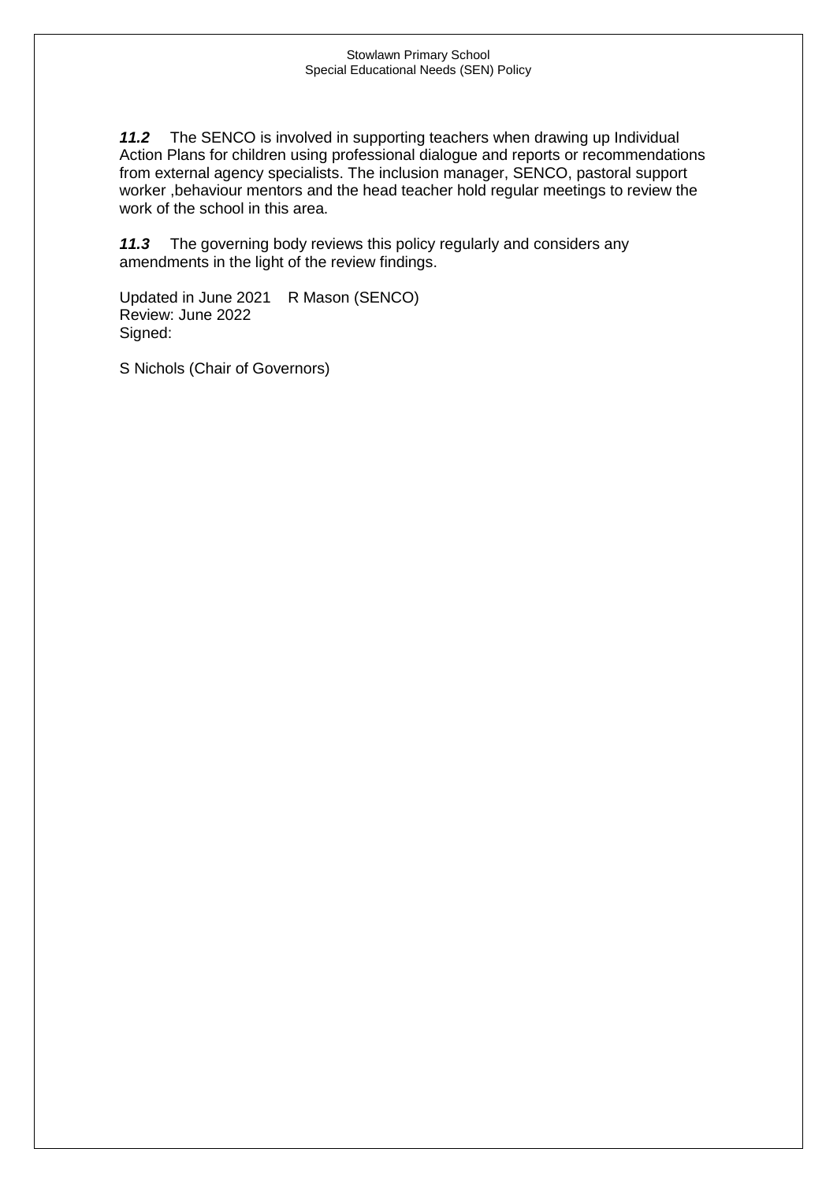***11.2*** The SENCO is involved in supporting teachers when drawing up Individual Action Plans for children using professional dialogue and reports or recommendations from external agency specialists. The inclusion manager, SENCO, pastoral support worker ,behaviour mentors and the head teacher hold regular meetings to review the work of the school in this area.

***11.3*** The governing body reviews this policy regularly and considers any amendments in the light of the review findings.

Updated in June 2021 R Mason (SENCO)
Review: June 2022
Signed:

S Nichols (Chair of Governors)